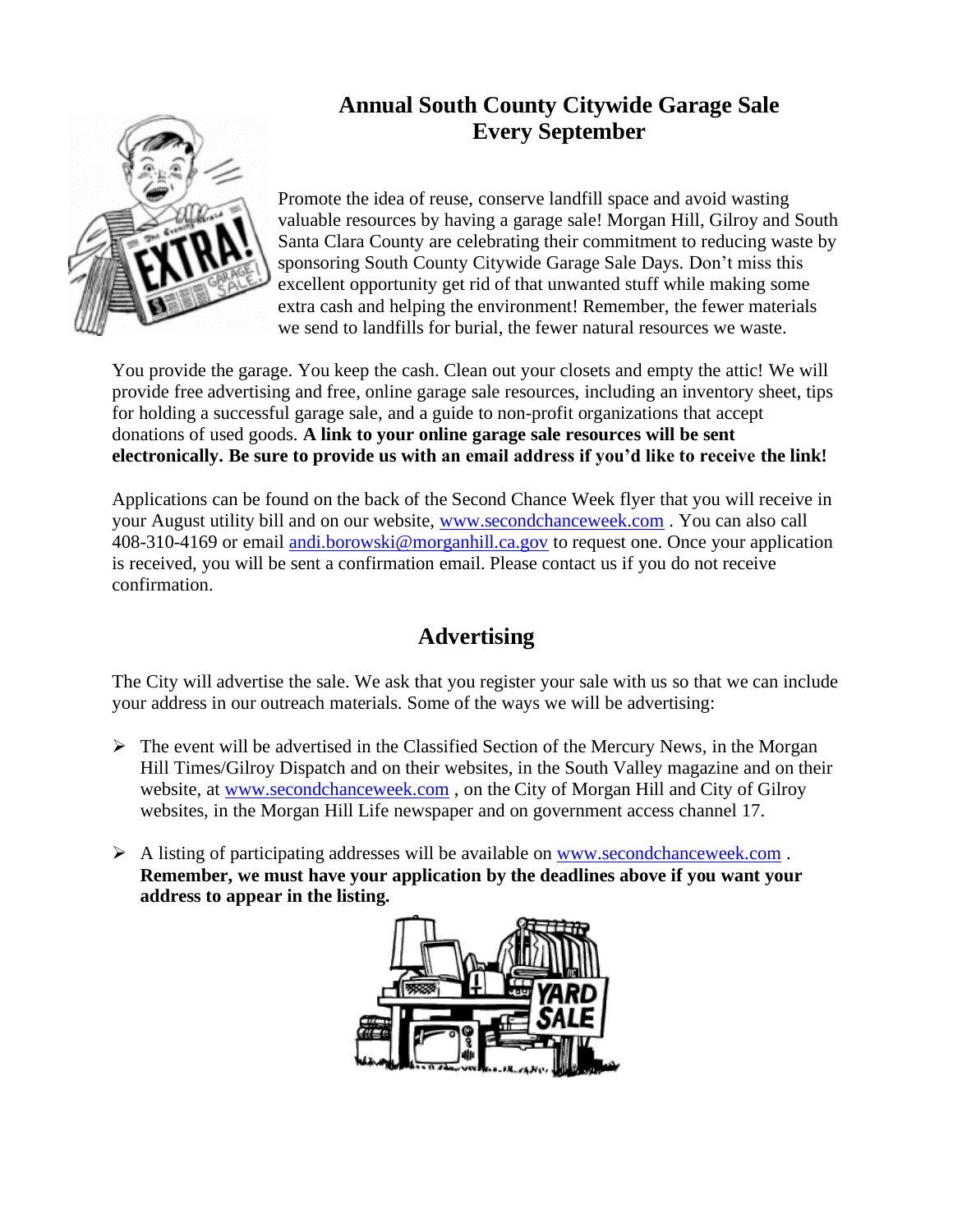# Annual South County Citywide Garage Sale
# Every September

Promote the idea of reuse, conserve landfill space and avoid wasting valuable resources by having a garage sale! Morgan Hill, Gilroy and South Santa Clara County are celebrating their commitment to reducing waste by sponsoring South County Citywide Garage Sale Days. Don't miss this excellent opportunity get rid of that unwanted stuff while making some extra cash and helping the environment! Remember, the fewer materials we send to landfills for burial, the fewer natural resources we waste.

You provide the garage. You keep the cash. Clean out your closets and empty the attic! We will provide free advertising and free, online garage sale resources, including an inventory sheet, tips for holding a successful garage sale, and a guide to non-profit organizations that accept donations of used goods. **A link to your online garage sale resources will be sent electronically. Be sure to provide us with an email address if you'd like to receive the link!**

Applications can be found on the back of the Second Chance Week flyer that you will receive in your August utility bill and on our website, www.secondchanceweek.com . You can also call 408-310-4169 or email andi.borowski@morganhill.ca.gov to request one. Once your application is received, you will be sent a confirmation email. Please contact us if you do not receive confirmation.

## Advertising

The City will advertise the sale. We ask that you register your sale with us so that we can include your address in our outreach materials. Some of the ways we will be advertising:

- The event will be advertised in the Classified Section of the Mercury News, in the Morgan Hill Times/Gilroy Dispatch and on their websites, in the South Valley magazine and on their website, at www.secondchanceweek.com , on the City of Morgan Hill and City of Gilroy websites, in the Morgan Hill Life newspaper and on government access channel 17.
- A listing of participating addresses will be available on www.secondchanceweek.com . **Remember, we must have your application by the deadlines above if you want your address to appear in the listing.**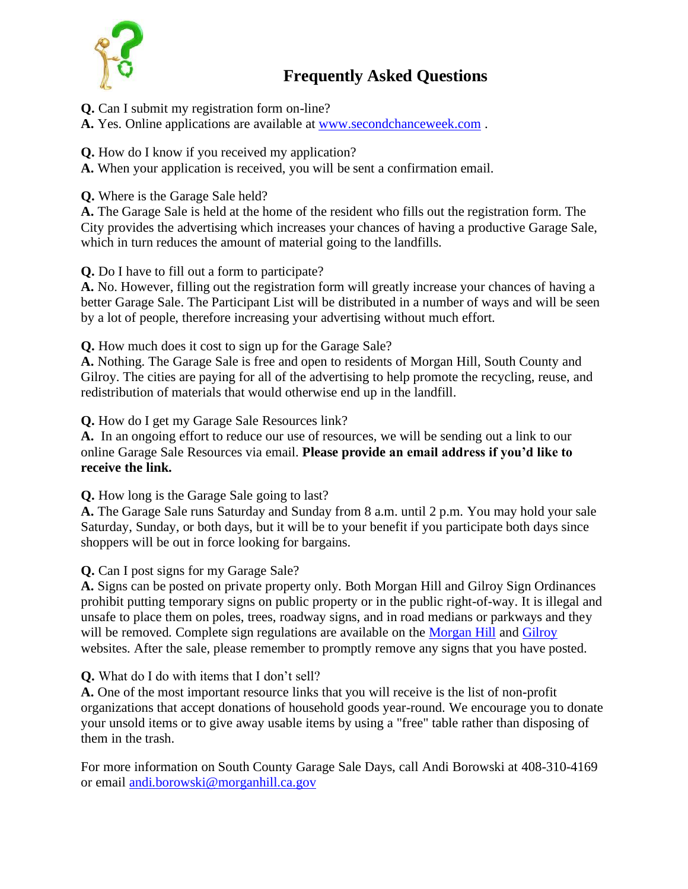# Frequently Asked Questions

**Q.** Can I submit my registration form on-line?
**A.** Yes. Online applications are available at [www.secondchanceweek.com](www.secondchanceweek.com) .

**Q.** How do I know if you received my application?
**A.** When your application is received, you will be sent a confirmation email.

**Q.** Where is the Garage Sale held?
**A.** The Garage Sale is held at the home of the resident who fills out the registration form. The City provides the advertising which increases your chances of having a productive Garage Sale, which in turn reduces the amount of material going to the landfills.

**Q.** Do I have to fill out a form to participate?
**A.** No. However, filling out the registration form will greatly increase your chances of having a better Garage Sale. The Participant List will be distributed in a number of ways and will be seen by a lot of people, therefore increasing your advertising without much effort.

**Q.** How much does it cost to sign up for the Garage Sale?
**A.** Nothing. The Garage Sale is free and open to residents of Morgan Hill, South County and Gilroy. The cities are paying for all of the advertising to help promote the recycling, reuse, and redistribution of materials that would otherwise end up in the landfill.

**Q.** How do I get my Garage Sale Resources link?
**A.** In an ongoing effort to reduce our use of resources, we will be sending out a link to our online Garage Sale Resources via email. **Please provide an email address if you'd like to receive the link.**

**Q.** How long is the Garage Sale going to last?
**A.** The Garage Sale runs Saturday and Sunday from 8 a.m. until 2 p.m. You may hold your sale Saturday, Sunday, or both days, but it will be to your benefit if you participate both days since shoppers will be out in force looking for bargains.

**Q.** Can I post signs for my Garage Sale?
**A.** Signs can be posted on private property only. Both Morgan Hill and Gilroy Sign Ordinances prohibit putting temporary signs on public property or in the public right-of-way. It is illegal and unsafe to place them on poles, trees, roadway signs, and in road medians or parkways and they will be removed. Complete sign regulations are available on the Morgan Hill and Gilroy websites. After the sale, please remember to promptly remove any signs that you have posted.

**Q.** What do I do with items that I don't sell?
**A.** One of the most important resource links that you will receive is the list of non-profit organizations that accept donations of household goods year-round. We encourage you to donate your unsold items or to give away usable items by using a "free" table rather than disposing of them in the trash.

For more information on South County Garage Sale Days, call Andi Borowski at 408-310-4169 or email [andi.borowski@morganhill.ca.gov](mailto:andi.borowski@morganhill.ca.gov)